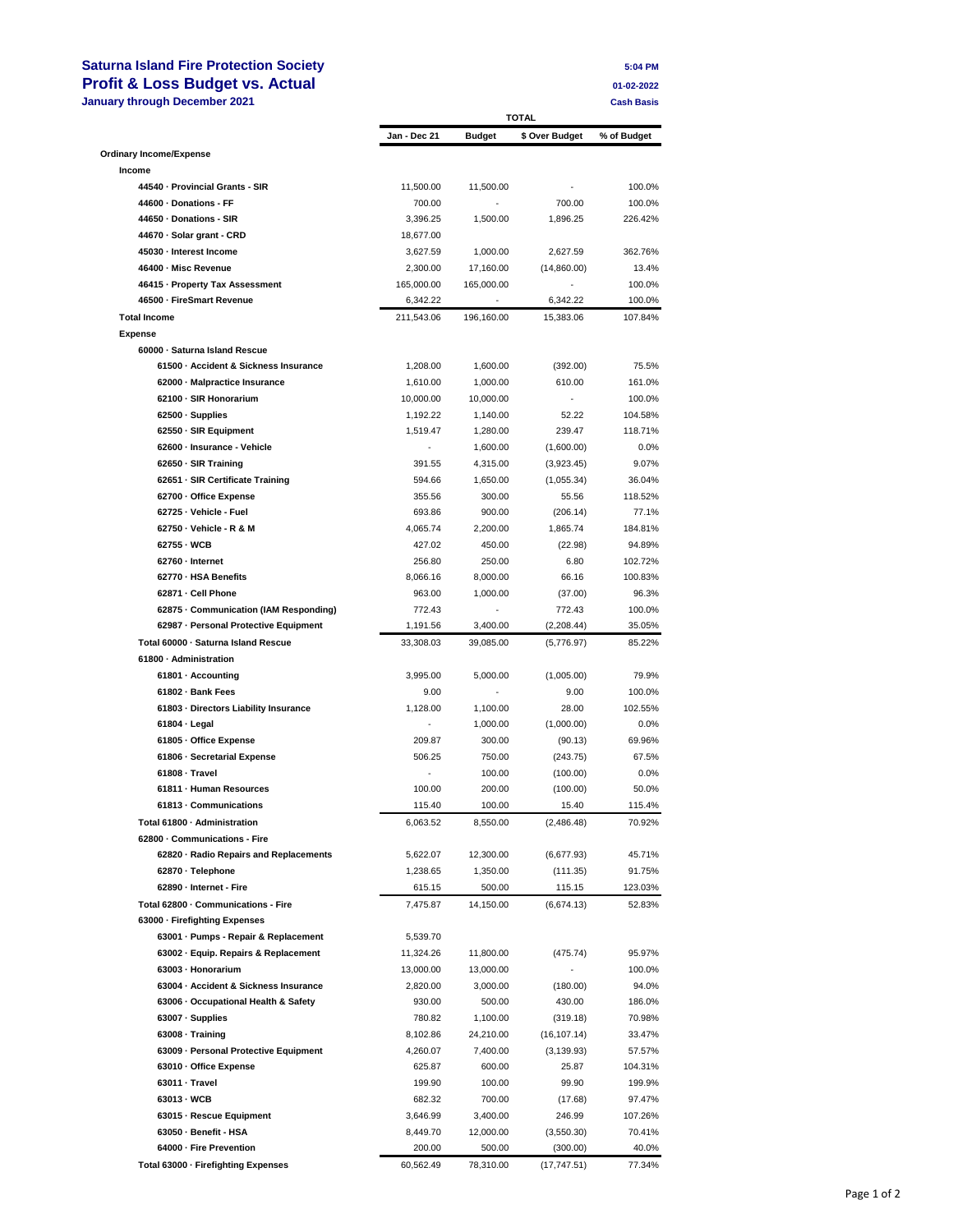# Saturna Island Fire Protection Society

## Profit & Loss Budget vs. Actual

**January through December 2021**

5:04 PM
01-02-2022
Cash Basis

| | TOTAL | | | |
|---|---|---|---|---|
| | Jan - Dec 21 | Budget | $ Over Budget | % of Budget |
| **Ordinary Income/Expense** | | | | |
| **Income** | | | | |
| 44540 · Provincial Grants - SIR | 11,500.00 | 11,500.00 | - | 100.0% |
| 44600 · Donations - FF | 700.00 | - | 700.00 | 100.0% |
| 44650 · Donations - SIR | 3,396.25 | 1,500.00 | 1,896.25 | 226.42% |
| 44670 · Solar grant - CRD | 18,677.00 | | | |
| 45030 · Interest Income | 3,627.59 | 1,000.00 | 2,627.59 | 362.76% |
| 46400 · Misc Revenue | 2,300.00 | 17,160.00 | (14,860.00) | 13.4% |
| 46415 · Property Tax Assessment | 165,000.00 | 165,000.00 | - | 100.0% |
| 46500 · FireSmart Revenue | 6,342.22 | - | 6,342.22 | 100.0% |
| **Total Income** | 211,543.06 | 196,160.00 | 15,383.06 | 107.84% |
| **Expense** | | | | |
| 60000 · Saturna Island Rescue | | | | |
| 61500 · Accident & Sickness Insurance | 1,208.00 | 1,600.00 | (392.00) | 75.5% |
| 62000 · Malpractice Insurance | 1,610.00 | 1,000.00 | 610.00 | 161.0% |
| 62100 · SIR Honorarium | 10,000.00 | 10,000.00 | - | 100.0% |
| 62500 · Supplies | 1,192.22 | 1,140.00 | 52.22 | 104.58% |
| 62550 · SIR Equipment | 1,519.47 | 1,280.00 | 239.47 | 118.71% |
| 62600 · Insurance - Vehicle | - | 1,600.00 | (1,600.00) | 0.0% |
| 62650 · SIR Training | 391.55 | 4,315.00 | (3,923.45) | 9.07% |
| 62651 · SIR Certificate Training | 594.66 | 1,650.00 | (1,055.34) | 36.04% |
| 62700 · Office Expense | 355.56 | 300.00 | 55.56 | 118.52% |
| 62725 · Vehicle - Fuel | 693.86 | 900.00 | (206.14) | 77.1% |
| 62750 · Vehicle - R & M | 4,065.74 | 2,200.00 | 1,865.74 | 184.81% |
| 62755 · WCB | 427.02 | 450.00 | (22.98) | 94.89% |
| 62760 · Internet | 256.80 | 250.00 | 6.80 | 102.72% |
| 62770 · HSA Benefits | 8,066.16 | 8,000.00 | 66.16 | 100.83% |
| 62871 · Cell Phone | 963.00 | 1,000.00 | (37.00) | 96.3% |
| 62875 · Communication (IAM Responding) | 772.43 | - | 772.43 | 100.0% |
| 62987 · Personal Protective Equipment | 1,191.56 | 3,400.00 | (2,208.44) | 35.05% |
| Total 60000 · Saturna Island Rescue | 33,308.03 | 39,085.00 | (5,776.97) | 85.22% |
| 61800 · Administration | | | | |
| 61801 · Accounting | 3,995.00 | 5,000.00 | (1,005.00) | 79.9% |
| 61802 · Bank Fees | 9.00 | - | 9.00 | 100.0% |
| 61803 · Directors Liability Insurance | 1,128.00 | 1,100.00 | 28.00 | 102.55% |
| 61804 · Legal | - | 1,000.00 | (1,000.00) | 0.0% |
| 61805 · Office Expense | 209.87 | 300.00 | (90.13) | 69.96% |
| 61806 · Secretarial Expense | 506.25 | 750.00 | (243.75) | 67.5% |
| 61808 · Travel | - | 100.00 | (100.00) | 0.0% |
| 61811 · Human Resources | 100.00 | 200.00 | (100.00) | 50.0% |
| 61813 · Communications | 115.40 | 100.00 | 15.40 | 115.4% |
| Total 61800 · Administration | 6,063.52 | 8,550.00 | (2,486.48) | 70.92% |
| 62800 · Communications - Fire | | | | |
| 62820 · Radio Repairs and Replacements | 5,622.07 | 12,300.00 | (6,677.93) | 45.71% |
| 62870 · Telephone | 1,238.65 | 1,350.00 | (111.35) | 91.75% |
| 62890 · Internet - Fire | 615.15 | 500.00 | 115.15 | 123.03% |
| Total 62800 · Communications - Fire | 7,475.87 | 14,150.00 | (6,674.13) | 52.83% |
| 63000 · Firefighting Expenses | | | | |
| 63001 · Pumps - Repair & Replacement | 5,539.70 | | | |
| 63002 · Equip. Repairs & Replacement | 11,324.26 | 11,800.00 | (475.74) | 95.97% |
| 63003 · Honorarium | 13,000.00 | 13,000.00 | - | 100.0% |
| 63004 · Accident & Sickness Insurance | 2,820.00 | 3,000.00 | (180.00) | 94.0% |
| 63006 · Occupational Health & Safety | 930.00 | 500.00 | 430.00 | 186.0% |
| 63007 · Supplies | 780.82 | 1,100.00 | (319.18) | 70.98% |
| 63008 · Training | 8,102.86 | 24,210.00 | (16,107.14) | 33.47% |
| 63009 · Personal Protective Equipment | 4,260.07 | 7,400.00 | (3,139.93) | 57.57% |
| 63010 · Office Expense | 625.87 | 600.00 | 25.87 | 104.31% |
| 63011 · Travel | 199.90 | 100.00 | 99.90 | 199.9% |
| 63013 · WCB | 682.32 | 700.00 | (17.68) | 97.47% |
| 63015 · Rescue Equipment | 3,646.99 | 3,400.00 | 246.99 | 107.26% |
| 63050 · Benefit - HSA | 8,449.70 | 12,000.00 | (3,550.30) | 70.41% |
| 64000 · Fire Prevention | 200.00 | 500.00 | (300.00) | 40.0% |
| Total 63000 · Firefighting Expenses | 60,562.49 | 78,310.00 | (17,747.51) | 77.34% |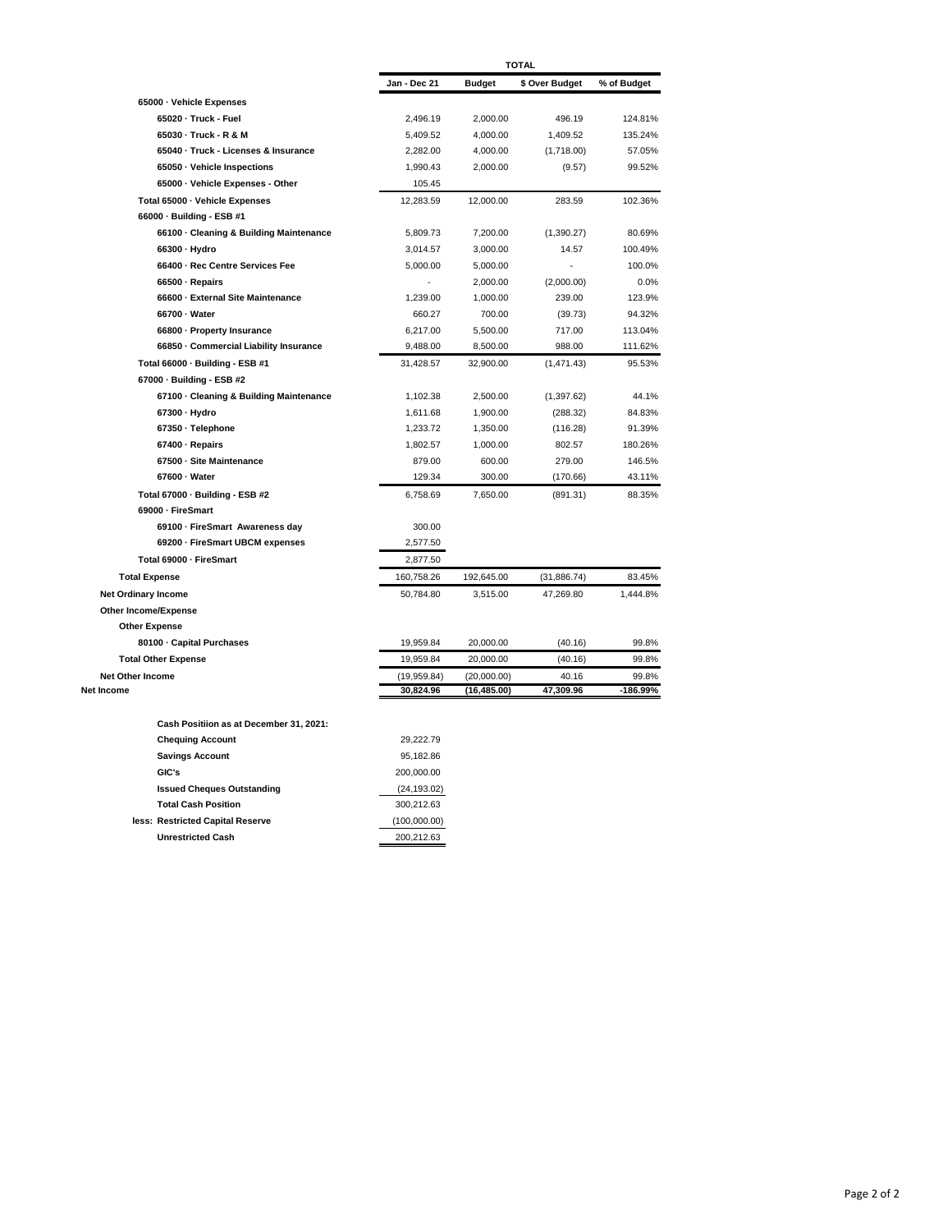| | TOTAL | | | |
|---|---|---|---|---|
| | Jan - Dec 21 | Budget | $ Over Budget | % of Budget |
| 65000 · Vehicle Expenses | | | | |
| 65020 · Truck - Fuel | 2,496.19 | 2,000.00 | 496.19 | 124.81% |
| 65030 · Truck - R & M | 5,409.52 | 4,000.00 | 1,409.52 | 135.24% |
| 65040 · Truck - Licenses & Insurance | 2,282.00 | 4,000.00 | (1,718.00) | 57.05% |
| 65050 · Vehicle Inspections | 1,990.43 | 2,000.00 | (9.57) | 99.52% |
| 65000 · Vehicle Expenses - Other | 105.45 | | | |
| Total 65000 · Vehicle Expenses | 12,283.59 | 12,000.00 | 283.59 | 102.36% |
| 66000 · Building - ESB #1 | | | | |
| 66100 · Cleaning & Building Maintenance | 5,809.73 | 7,200.00 | (1,390.27) | 80.69% |
| 66300 · Hydro | 3,014.57 | 3,000.00 | 14.57 | 100.49% |
| 66400 · Rec Centre Services Fee | 5,000.00 | 5,000.00 | - | 100.0% |
| 66500 · Repairs | - | 2,000.00 | (2,000.00) | 0.0% |
| 66600 · External Site Maintenance | 1,239.00 | 1,000.00 | 239.00 | 123.9% |
| 66700 · Water | 660.27 | 700.00 | (39.73) | 94.32% |
| 66800 · Property Insurance | 6,217.00 | 5,500.00 | 717.00 | 113.04% |
| 66850 · Commercial Liability Insurance | 9,488.00 | 8,500.00 | 988.00 | 111.62% |
| Total 66000 · Building - ESB #1 | 31,428.57 | 32,900.00 | (1,471.43) | 95.53% |
| 67000 · Building - ESB #2 | | | | |
| 67100 · Cleaning & Building Maintenance | 1,102.38 | 2,500.00 | (1,397.62) | 44.1% |
| 67300 · Hydro | 1,611.68 | 1,900.00 | (288.32) | 84.83% |
| 67350 · Telephone | 1,233.72 | 1,350.00 | (116.28) | 91.39% |
| 67400 · Repairs | 1,802.57 | 1,000.00 | 802.57 | 180.26% |
| 67500 · Site Maintenance | 879.00 | 600.00 | 279.00 | 146.5% |
| 67600 · Water | 129.34 | 300.00 | (170.66) | 43.11% |
| Total 67000 · Building - ESB #2 | 6,758.69 | 7,650.00 | (891.31) | 88.35% |
| 69000 · FireSmart | | | | |
| 69100 · FireSmart Awareness day | 300.00 | | | |
| 69200 · FireSmart UBCM expenses | 2,577.50 | | | |
| Total 69000 · FireSmart | 2,877.50 | | | |
| Total Expense | 160,758.26 | 192,645.00 | (31,886.74) | 83.45% |
| Net Ordinary Income | 50,784.80 | 3,515.00 | 47,269.80 | 1,444.8% |
| Other Income/Expense | | | | |
| Other Expense | | | | |
| 80100 · Capital Purchases | 19,959.84 | 20,000.00 | (40.16) | 99.8% |
| Total Other Expense | 19,959.84 | 20,000.00 | (40.16) | 99.8% |
| Net Other Income | (19,959.84) | (20,000.00) | 40.16 | 99.8% |
| Net Income | 30,824.96 | (16,485.00) | 47,309.96 | -186.99% |

| | |
|---|---|
| Cash Positiion as at December 31, 2021: | |
| Chequing Account | 29,222.79 |
| Savings Account | 95,182.86 |
| GIC's | 200,000.00 |
| Issued Cheques Outstanding | (24,193.02) |
| Total Cash Position | 300,212.63 |
| less: Restricted Capital Reserve | (100,000.00) |
| Unrestricted Cash | 200,212.63 |